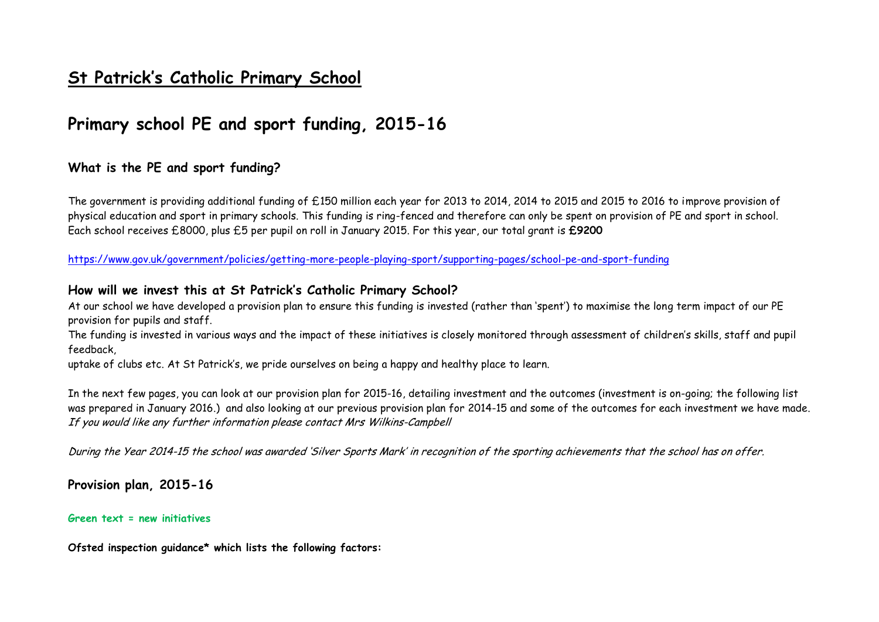# St Patrick's Catholic Primary School

## Primary school PE and sport funding, 2015-16

### What is the PE and sport funding?

The government is providing additional funding of £150 million each year for 2013 to 2014, 2014 to 2015 and 2015 to 2016 to improve provision of physical education and sport in primary schools. This funding is ring-fenced and therefore can only be spent on provision of PE and sport in school. Each school receives £8000, plus £5 per pupil on roll in January 2015. For this year, our total grant is **£9200**

https://www.gov.uk/government/policies/getting-more-people-playing-sport/supporting-pages/school-pe-and-sport-funding

### How will we invest this at St Patrick's Catholic Primary School?

At our school we have developed a provision plan to ensure this funding is invested (rather than 'spent') to maximise the long term impact of our PE provision for pupils and staff.

The funding is invested in various ways and the impact of these initiatives is closely monitored through assessment of children's skills, staff and pupil feedback,

uptake of clubs etc. At St Patrick's, we pride ourselves on being a happy and healthy place to learn.

In the next few pages, you can look at our provision plan for 2015-16, detailing investment and the outcomes (investment is on-going; the following list was prepared in January 2016.) and also looking at our previous provision plan for 2014-15 and some of the outcomes for each investment we have made. *If you would like any further information please contact Mrs Wilkins-Campbell*

*During the Year 2014-15 the school was awarded 'Silver Sports Mark' in recognition of the sporting achievements that the school has on offer.*

### Provision plan, 2015-16

**Green text = new initiatives**

**Ofsted inspection guidance\* which lists the following factors:**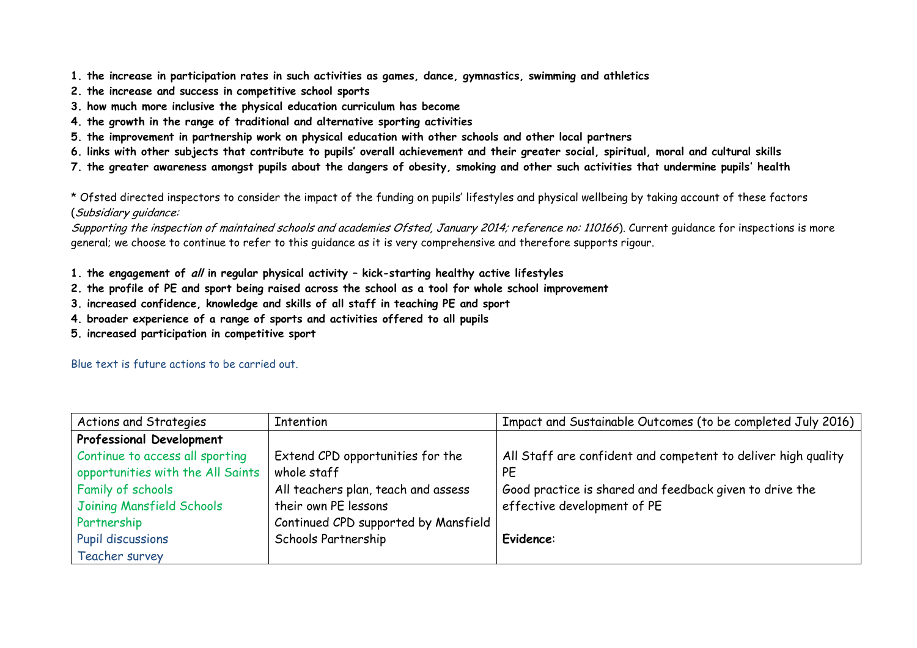1. **the increase in participation rates in such activities as games, dance, gymnastics, swimming and athletics**
2. **the increase and success in competitive school sports**
3. **how much more inclusive the physical education curriculum has become**
4. **the growth in the range of traditional and alternative sporting activities**
5. **the improvement in partnership work on physical education with other schools and other local partners**
6. **links with other subjects that contribute to pupils' overall achievement and their greater social, spiritual, moral and cultural skills**
7. **the greater awareness amongst pupils about the dangers of obesity, smoking and other such activities that undermine pupils' health**

* Ofsted directed inspectors to consider the impact of the funding on pupils' lifestyles and physical wellbeing by taking account of these factors (*Subsidiary guidance: Supporting the inspection of maintained schools and academies Ofsted, January 2014; reference no: 110166*). Current guidance for inspections is more general; we choose to continue to refer to this guidance as it is very comprehensive and therefore supports rigour.

1. **the engagement of *all* in regular physical activity – kick-starting healthy active lifestyles**
2. **the profile of PE and sport being raised across the school as a tool for whole school improvement**
3. **increased confidence, knowledge and skills of all staff in teaching PE and sport**
4. **broader experience of a range of sports and activities offered to all pupils**
5. **increased participation in competitive sport**

Blue text is future actions to be carried out.

| Actions and Strategies | Intention | Impact and Sustainable Outcomes (to be completed July 2016) |
|---|---|---|
| **Professional Development**<br>Continue to access all sporting opportunities with the All Saints Family of schools<br>Joining Mansfield Schools Partnership<br>Pupil discussions<br>Teacher survey | Extend CPD opportunities for the whole staff<br>All teachers plan, teach and assess their own PE lessons<br>Continued CPD supported by Mansfield Schools Partnership | All Staff are confident and competent to deliver high quality PE<br>Good practice is shared and feedback given to drive the effective development of PE<br><br>**Evidence**: |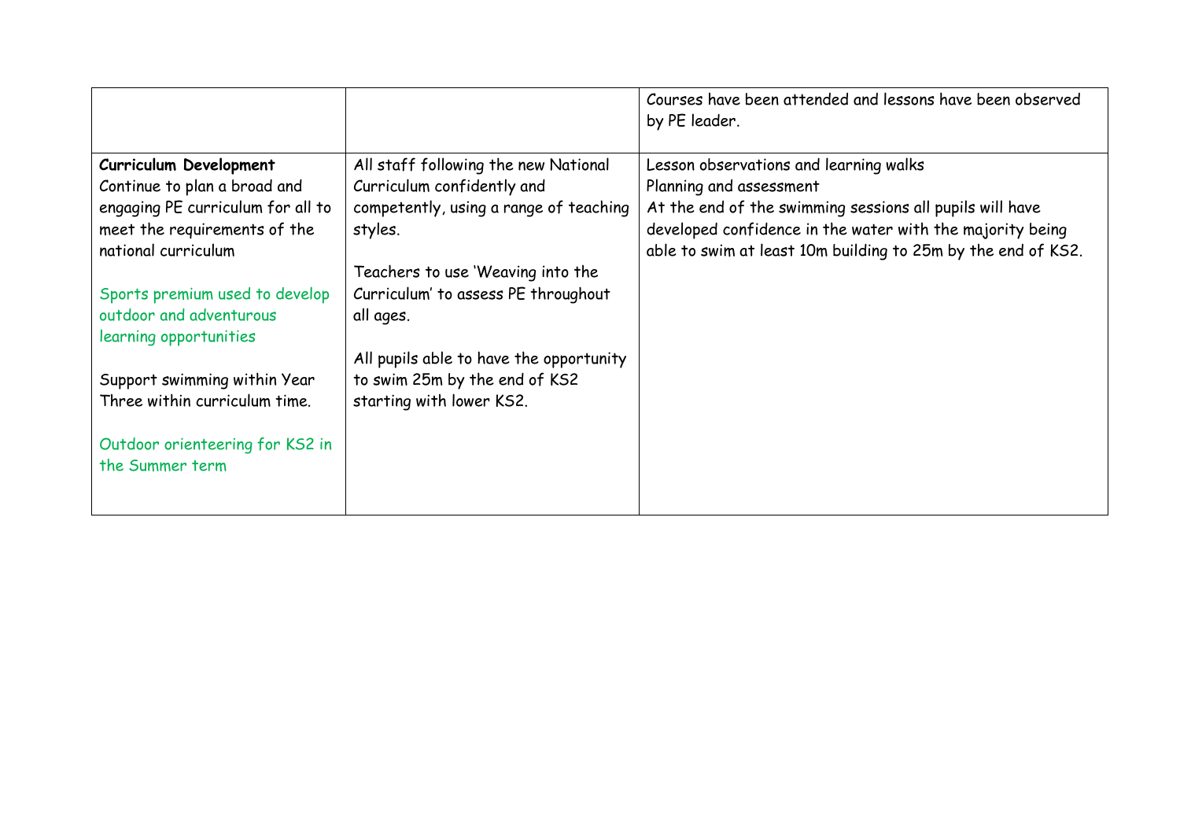| | | |
|---|---|---|
| | | Courses have been attended and lessons have been observed by PE leader. |
| **Curriculum Development**<br>Continue to plan a broad and engaging PE curriculum for all to meet the requirements of the national curriculum<br><br>Sports premium used to develop outdoor and adventurous learning opportunities<br><br>Support swimming within Year Three within curriculum time.<br><br>Outdoor orienteering for KS2 in the Summer term | All staff following the new National Curriculum confidently and competently, using a range of teaching styles.<br><br>Teachers to use 'Weaving into the Curriculum' to assess PE throughout all ages.<br><br>All pupils able to have the opportunity to swim 25m by the end of KS2 starting with lower KS2. | Lesson observations and learning walks<br>Planning and assessment<br>At the end of the swimming sessions all pupils will have developed confidence in the water with the majority being able to swim at least 10m building to 25m by the end of KS2. |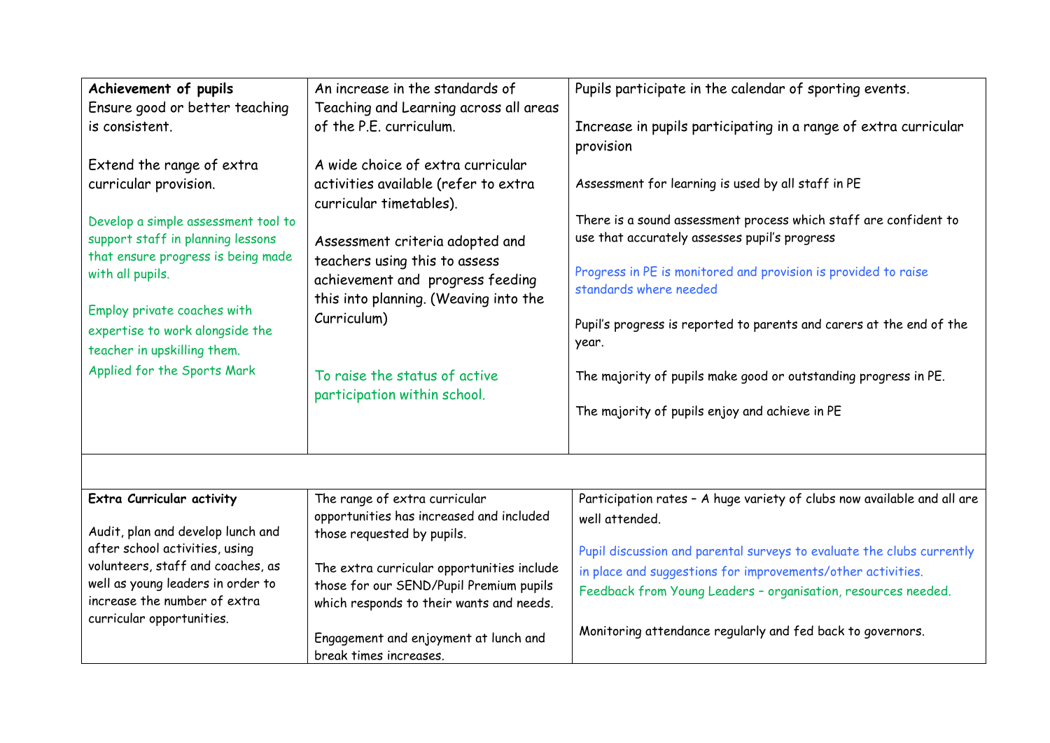| | | |
|---|---|---|
| **Achievement of pupils**<br>Ensure good or better teaching is consistent.<br><br>Extend the range of extra curricular provision.<br><br>Develop a simple assessment tool to support staff in planning lessons that ensure progress is being made with all pupils.<br><br>Employ private coaches with expertise to work alongside the teacher in upskilling them.<br>Applied for the Sports Mark | An increase in the standards of Teaching and Learning across all areas of the P.E. curriculum.<br><br>A wide choice of extra curricular activities available (refer to extra curricular timetables).<br><br>Assessment criteria adopted and teachers using this to assess achievement and progress feeding this into planning. (Weaving into the Curriculum)<br><br>To raise the status of active participation within school. | Pupils participate in the calendar of sporting events.<br><br>Increase in pupils participating in a range of extra curricular provision<br><br>Assessment for learning is used by all staff in PE<br><br>There is a sound assessment process which staff are confident to use that accurately assesses pupil's progress<br><br>Progress in PE is monitored and provision is provided to raise standards where needed<br><br>Pupil's progress is reported to parents and carers at the end of the year.<br><br>The majority of pupils make good or outstanding progress in PE.<br><br>The majority of pupils enjoy and achieve in PE |
| | | |
| **Extra Curricular activity**<br><br>Audit, plan and develop lunch and after school activities, using volunteers, staff and coaches, as well as young leaders in order to increase the number of extra curricular opportunities. | The range of extra curricular opportunities has increased and included those requested by pupils.<br><br>The extra curricular opportunities include those for our SEND/Pupil Premium pupils which responds to their wants and needs.<br><br>Engagement and enjoyment at lunch and break times increases. | Participation rates – A huge variety of clubs now available and all are well attended.<br><br>Pupil discussion and parental surveys to evaluate the clubs currently in place and suggestions for improvements/other activities.<br>Feedback from Young Leaders – organisation, resources needed.<br><br>Monitoring attendance regularly and fed back to governors. |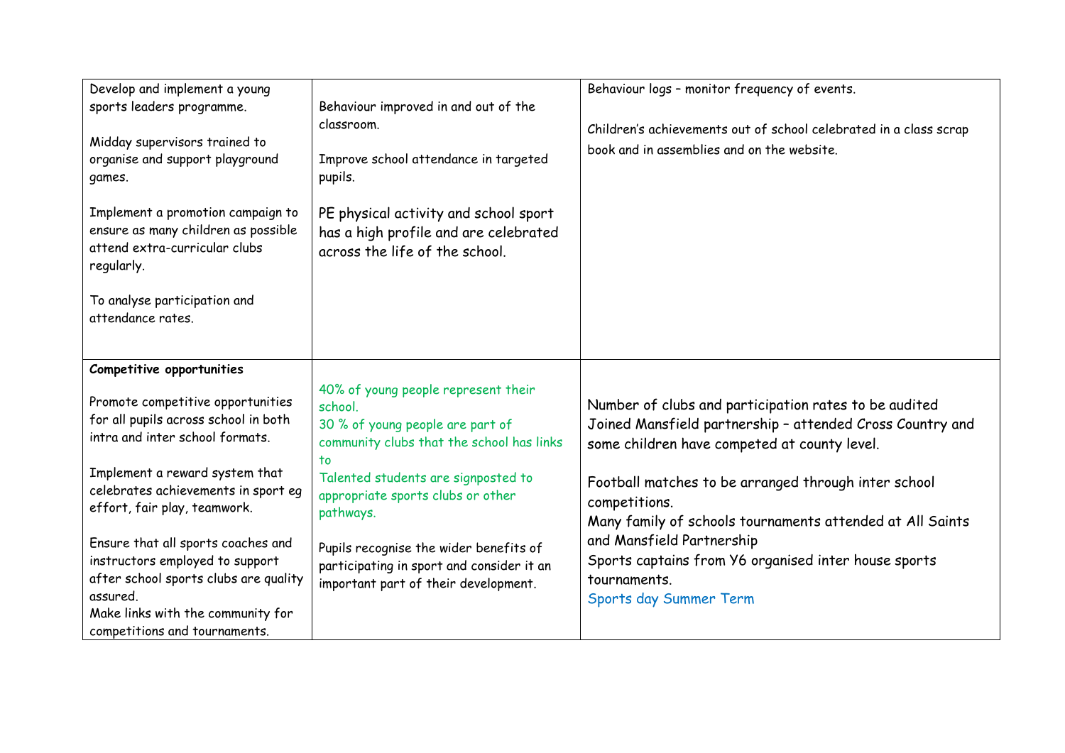| | | |
|---|---|---|
| Develop and implement a young sports leaders programme.<br><br>Midday supervisors trained to organise and support playground games.<br><br>Implement a promotion campaign to ensure as many children as possible attend extra-curricular clubs regularly.<br><br>To analyse participation and attendance rates. | Behaviour improved in and out of the classroom.<br><br>Improve school attendance in targeted pupils.<br><br>PE physical activity and school sport has a high profile and are celebrated across the life of the school. | Behaviour logs – monitor frequency of events.<br><br>Children's achievements out of school celebrated in a class scrap book and in assemblies and on the website. |
| **Competitive opportunities**<br><br>Promote competitive opportunities for all pupils across school in both intra and inter school formats.<br><br>Implement a reward system that celebrates achievements in sport eg effort, fair play, teamwork.<br><br>Ensure that all sports coaches and instructors employed to support after school sports clubs are quality assured.<br>Make links with the community for competitions and tournaments. | 40% of young people represent their school.<br>30 % of young people are part of community clubs that the school has links to<br>Talented students are signposted to appropriate sports clubs or other pathways.<br><br>Pupils recognise the wider benefits of participating in sport and consider it an important part of their development. | Number of clubs and participation rates to be audited<br>Joined Mansfield partnership – attended Cross Country and some children have competed at county level.<br><br>Football matches to be arranged through inter school competitions.<br>Many family of schools tournaments attended at All Saints and Mansfield Partnership<br>Sports captains from Y6 organised inter house sports tournaments.<br>Sports day Summer Term |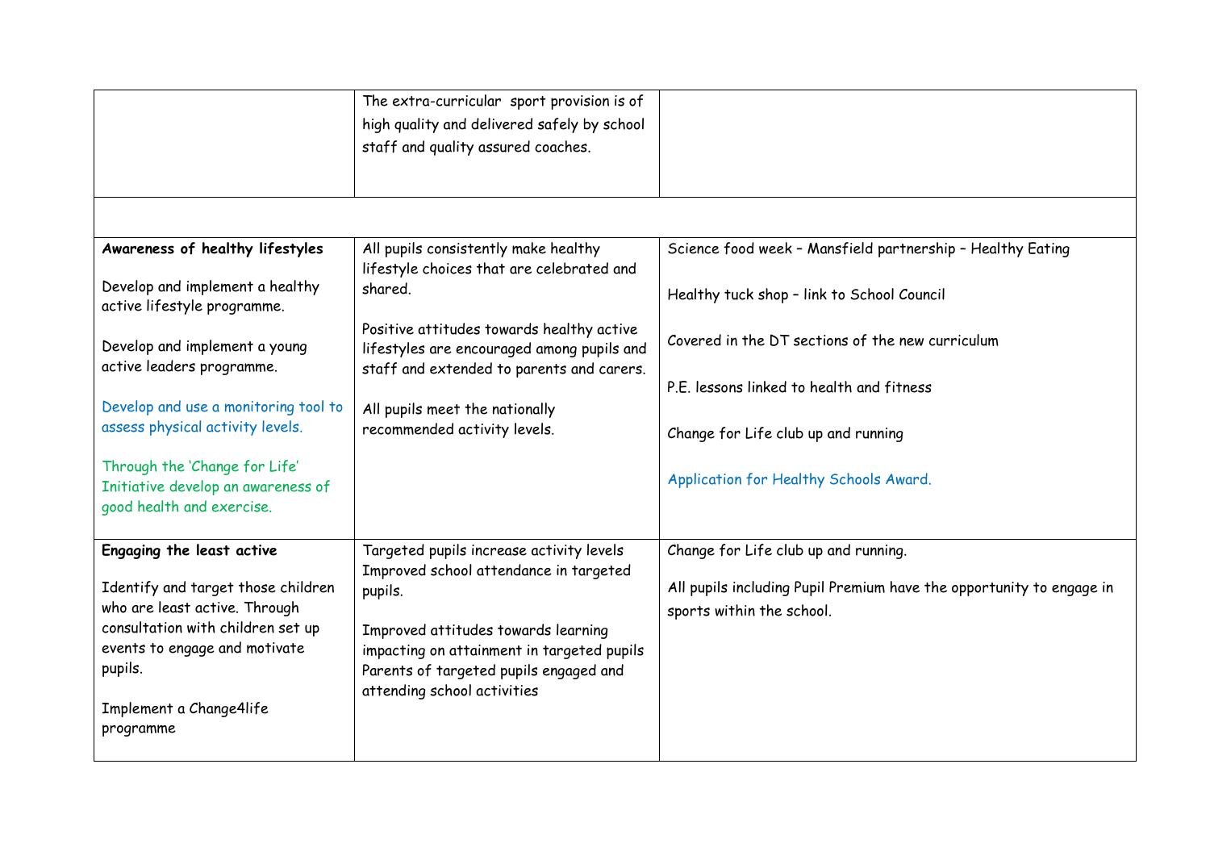| | | |
|---|---|---|
| | The extra-curricular sport provision is of high quality and delivered safely by school staff and quality assured coaches. | |
| | | |
| **Awareness of healthy lifestyles**<br><br>Develop and implement a healthy active lifestyle programme.<br><br>Develop and implement a young active leaders programme.<br><br>Develop and use a monitoring tool to assess physical activity levels.<br><br>Through the 'Change for Life' Initiative develop an awareness of good health and exercise. | All pupils consistently make healthy lifestyle choices that are celebrated and shared.<br><br>Positive attitudes towards healthy active lifestyles are encouraged among pupils and staff and extended to parents and carers.<br><br>All pupils meet the nationally recommended activity levels. | Science food week – Mansfield partnership – Healthy Eating<br><br>Healthy tuck shop – link to School Council<br><br>Covered in the DT sections of the new curriculum<br><br>P.E. lessons linked to health and fitness<br><br>Change for Life club up and running<br><br>Application for Healthy Schools Award. |
| **Engaging the least active**<br><br>Identify and target those children who are least active. Through consultation with children set up events to engage and motivate pupils.<br><br>Implement a Change4life programme | Targeted pupils increase activity levels Improved school attendance in targeted pupils.<br><br>Improved attitudes towards learning impacting on attainment in targeted pupils Parents of targeted pupils engaged and attending school activities | Change for Life club up and running.<br><br>All pupils including Pupil Premium have the opportunity to engage in sports within the school. |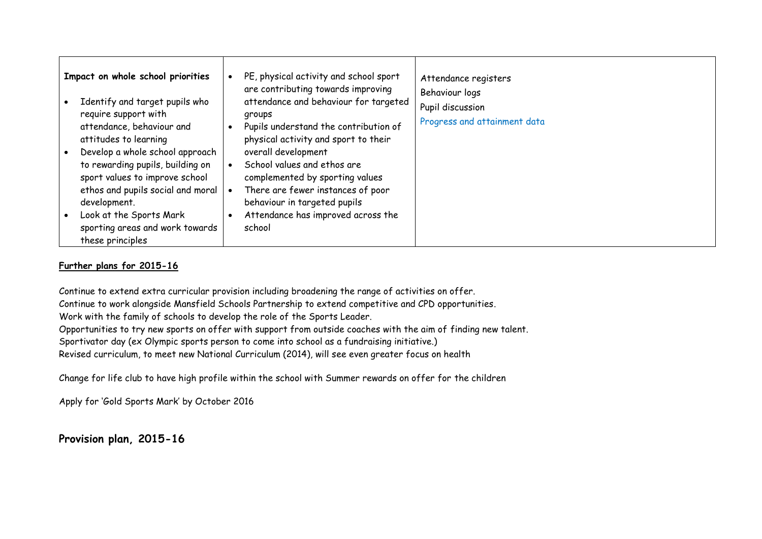| **Impact on whole school priorities**<br><br>• Identify and target pupils who require support with attendance, behaviour and attitudes to learning<br>• Develop a whole school approach to rewarding pupils, building on sport values to improve school ethos and pupils social and moral development.<br>• Look at the Sports Mark sporting areas and work towards these principles | • PE, physical activity and school sport are contributing towards improving attendance and behaviour for targeted groups<br>• Pupils understand the contribution of physical activity and sport to their overall development<br>• School values and ethos are complemented by sporting values<br>• There are fewer instances of poor behaviour in targeted pupils<br>• Attendance has improved across the school | Attendance registers<br>Behaviour logs<br>Pupil discussion<br>Progress and attainment data |
|---|---|---|

**Further plans for 2015-16**

Continue to extend extra curricular provision including broadening the range of activities on offer.
Continue to work alongside Mansfield Schools Partnership to extend competitive and CPD opportunities.
Work with the family of schools to develop the role of the Sports Leader.
Opportunities to try new sports on offer with support from outside coaches with the aim of finding new talent.
Sportivator day (ex Olympic sports person to come into school as a fundraising initiative.)
Revised curriculum, to meet new National Curriculum (2014), will see even greater focus on health

Change for life club to have high profile within the school with Summer rewards on offer for the children

Apply for 'Gold Sports Mark' by October 2016

## Provision plan, 2015-16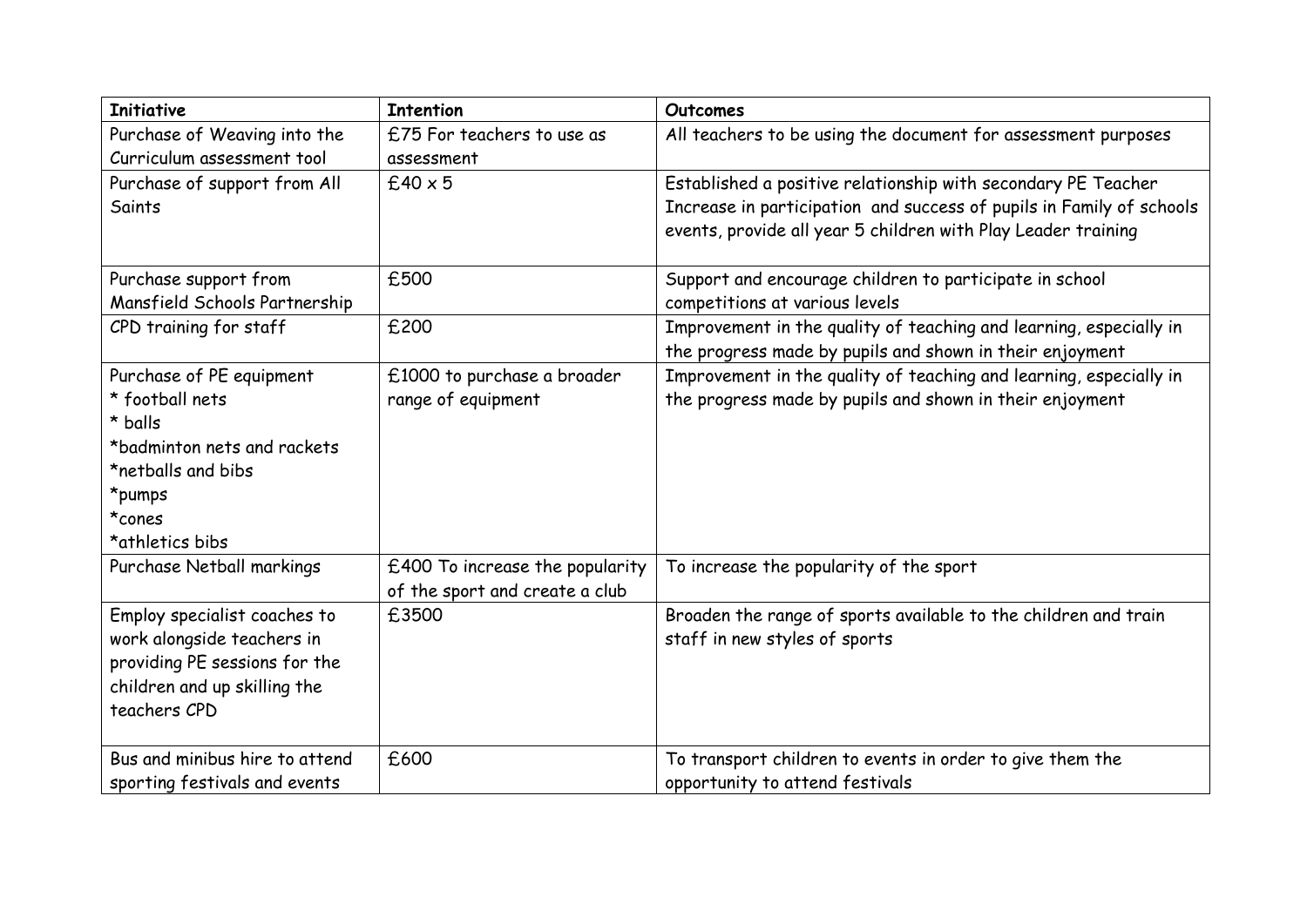| Initiative | Intention | Outcomes |
|---|---|---|
| Purchase of Weaving into the Curriculum assessment tool | £75 For teachers to use as assessment | All teachers to be using the document for assessment purposes |
| Purchase of support from All Saints | £40 x 5 | Established a positive relationship with secondary PE Teacher Increase in participation and success of pupils in Family of schools events, provide all year 5 children with Play Leader training |
| Purchase support from Mansfield Schools Partnership | £500 | Support and encourage children to participate in school competitions at various levels |
| CPD training for staff | £200 | Improvement in the quality of teaching and learning, especially in the progress made by pupils and shown in their enjoyment |
| Purchase of PE equipment<br>* football nets<br>* balls<br>*badminton nets and rackets<br>*netballs and bibs<br>*pumps<br>*cones<br>*athletics bibs | £1000 to purchase a broader range of equipment | Improvement in the quality of teaching and learning, especially in the progress made by pupils and shown in their enjoyment |
| Purchase Netball markings | £400 To increase the popularity of the sport and create a club | To increase the popularity of the sport |
| Employ specialist coaches to work alongside teachers in providing PE sessions for the children and up skilling the teachers CPD | £3500 | Broaden the range of sports available to the children and train staff in new styles of sports |
| Bus and minibus hire to attend sporting festivals and events | £600 | To transport children to events in order to give them the opportunity to attend festivals |